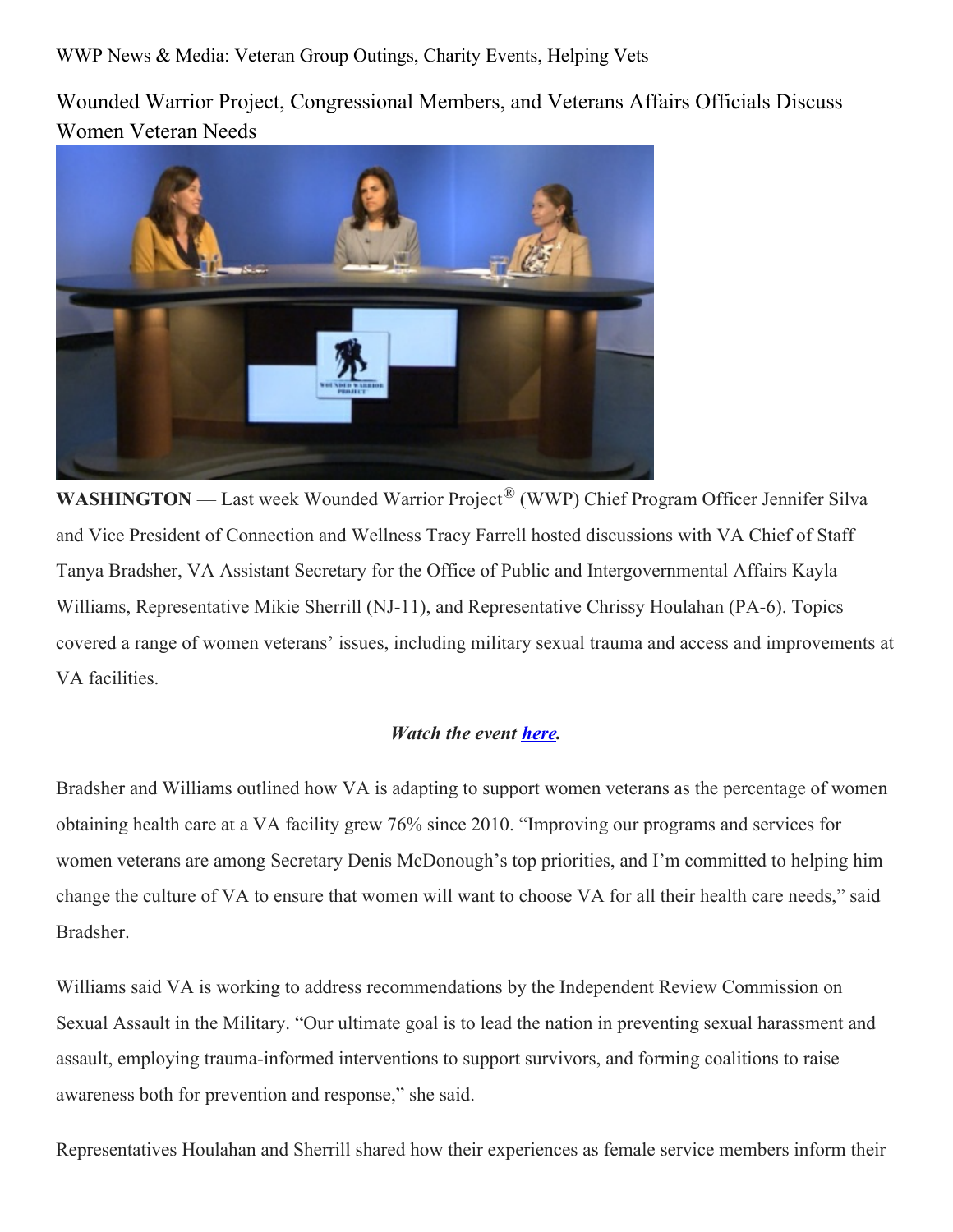WWP News & Media: Veteran Group Outings, Charity Events, Helping Vets

# Wounded Warrior Project, Congressional Members, and Veterans Affairs Officials Discuss Women Veteran Needs

**WASHINGTON** — Last week Wounded Warrior Project® (WWP) Chief Program Officer Jennifer Silva and Vice President of Connection and Wellness Tracy Farrell hosted discussions with VA Chief of Staff Tanya Bradsher, VA Assistant Secretary for the Office of Public and Intergovernmental Affairs Kayla Williams, Representative Mikie Sherrill (NJ-11), and Representative Chrissy Houlahan (PA-6). Topics covered a range of women veterans' issues, including military sexual trauma and access and improvements at VA facilities.

***Watch the event [here](#).***

Bradsher and Williams outlined how VA is adapting to support women veterans as the percentage of women obtaining health care at a VA facility grew 76% since 2010. "Improving our programs and services for women veterans are among Secretary Denis McDonough's top priorities, and I'm committed to helping him change the culture of VA to ensure that women will want to choose VA for all their health care needs," said Bradsher.

Williams said VA is working to address recommendations by the Independent Review Commission on Sexual Assault in the Military. "Our ultimate goal is to lead the nation in preventing sexual harassment and assault, employing trauma-informed interventions to support survivors, and forming coalitions to raise awareness both for prevention and response," she said.

Representatives Houlahan and Sherrill shared how their experiences as female service members inform their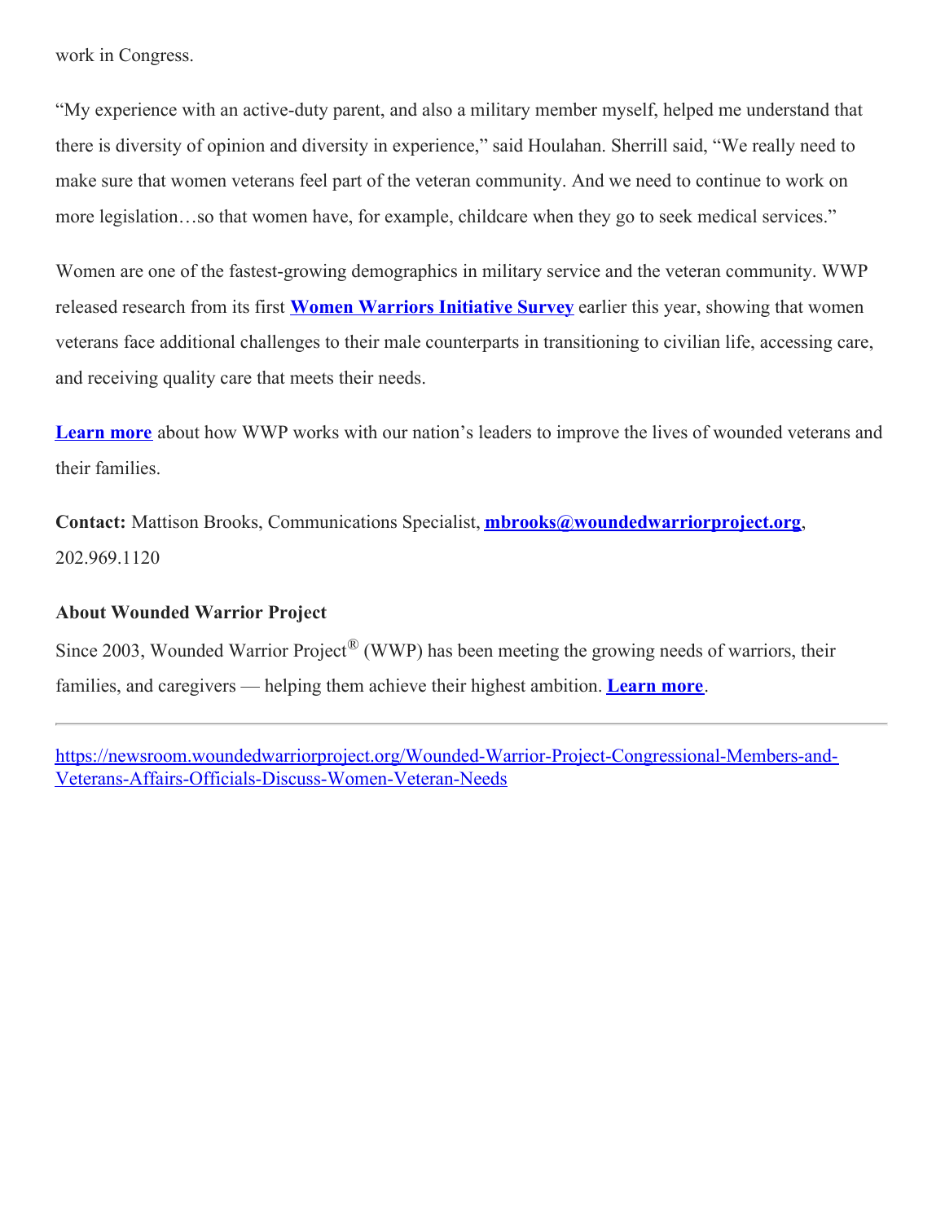work in Congress.

"My experience with an active-duty parent, and also a military member myself, helped me understand that there is diversity of opinion and diversity in experience," said Houlahan. Sherrill said, "We really need to make sure that women veterans feel part of the veteran community. And we need to continue to work on more legislation…so that women have, for example, childcare when they go to seek medical services."

Women are one of the fastest-growing demographics in military service and the veteran community. WWP released research from its first **Women Warriors Initiative Survey** earlier this year, showing that women veterans face additional challenges to their male counterparts in transitioning to civilian life, accessing care, and receiving quality care that meets their needs.

**Learn more** about how WWP works with our nation's leaders to improve the lives of wounded veterans and their families.

**Contact:** Mattison Brooks, Communications Specialist, **mbrooks@woundedwarriorproject.org**, 202.969.1120

**About Wounded Warrior Project**

Since 2003, Wounded Warrior Project® (WWP) has been meeting the growing needs of warriors, their families, and caregivers — helping them achieve their highest ambition. **Learn more**.

---

https://newsroom.woundedwarriorproject.org/Wounded-Warrior-Project-Congressional-Members-and-Veterans-Affairs-Officials-Discuss-Women-Veteran-Needs